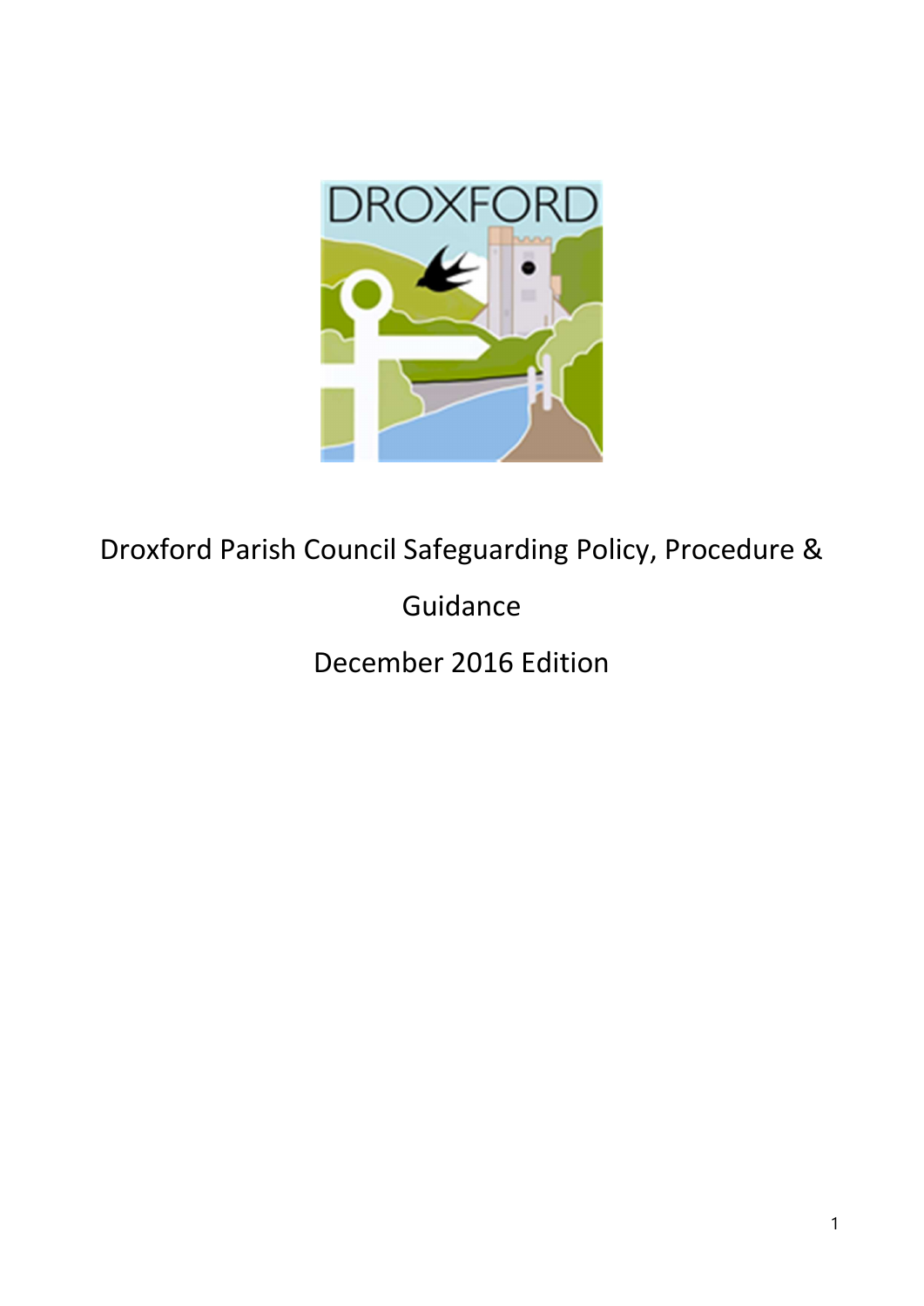# Droxford Parish Council Safeguarding Policy, Procedure & Guidance

December 2016 Edition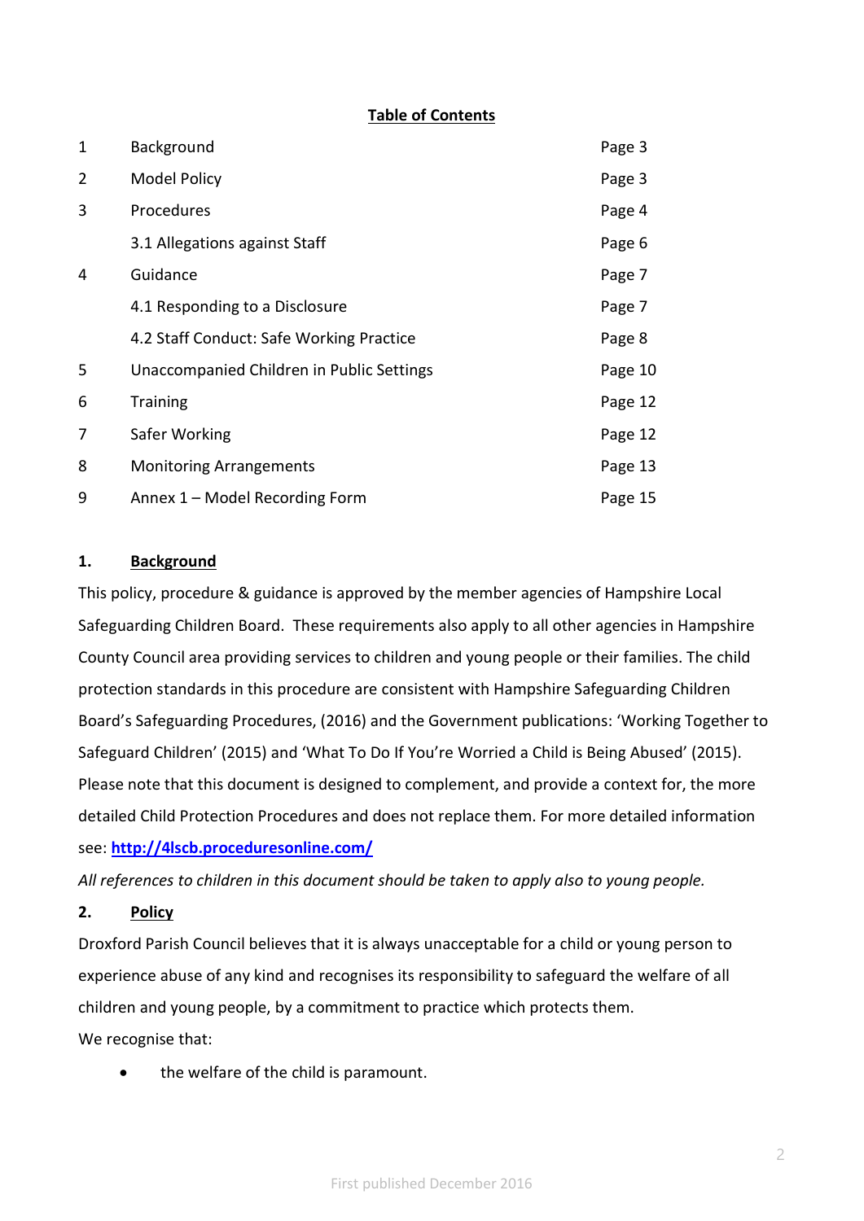**Table of Contents**

| | | |
|---|---|---|
| 1 | Background | Page 3 |
| 2 | Model Policy | Page 3 |
| 3 | Procedures | Page 4 |
| | 3.1 Allegations against Staff | Page 6 |
| 4 | Guidance | Page 7 |
| | 4.1 Responding to a Disclosure | Page 7 |
| | 4.2 Staff Conduct: Safe Working Practice | Page 8 |
| 5 | Unaccompanied Children in Public Settings | Page 10 |
| 6 | Training | Page 12 |
| 7 | Safer Working | Page 12 |
| 8 | Monitoring Arrangements | Page 13 |
| 9 | Annex 1 – Model Recording Form | Page 15 |

## 1. Background

This policy, procedure & guidance is approved by the member agencies of Hampshire Local Safeguarding Children Board. These requirements also apply to all other agencies in Hampshire County Council area providing services to children and young people or their families. The child protection standards in this procedure are consistent with Hampshire Safeguarding Children Board's Safeguarding Procedures, (2016) and the Government publications: 'Working Together to Safeguard Children' (2015) and 'What To Do If You're Worried a Child is Being Abused' (2015). Please note that this document is designed to complement, and provide a context for, the more detailed Child Protection Procedures and does not replace them. For more detailed information see: **http://4lscb.proceduresonline.com/**

*All references to children in this document should be taken to apply also to young people.*

## 2. Policy

Droxford Parish Council believes that it is always unacceptable for a child or young person to experience abuse of any kind and recognises its responsibility to safeguard the welfare of all children and young people, by a commitment to practice which protects them.

We recognise that:

- the welfare of the child is paramount.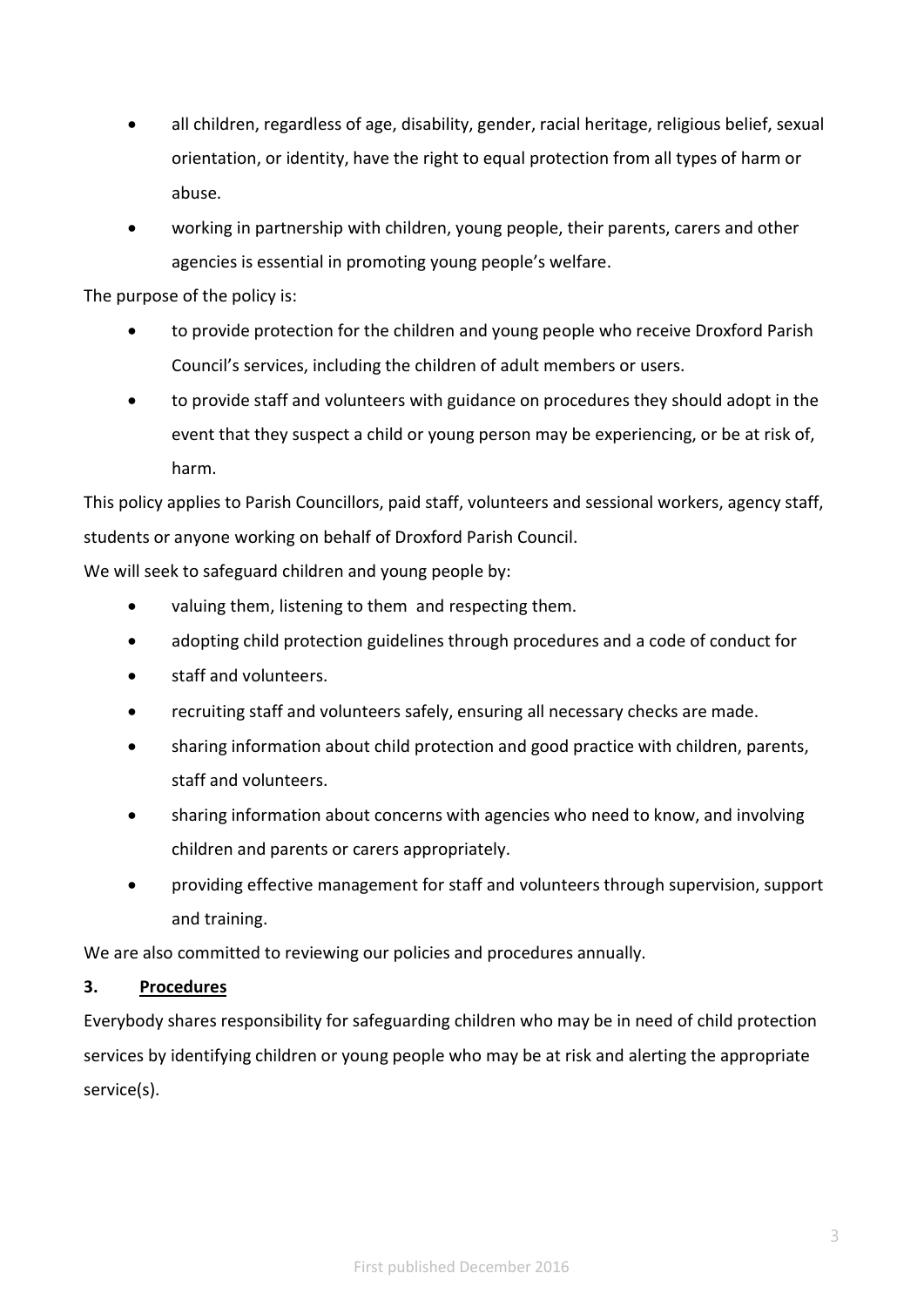- all children, regardless of age, disability, gender, racial heritage, religious belief, sexual orientation, or identity, have the right to equal protection from all types of harm or abuse.
- working in partnership with children, young people, their parents, carers and other agencies is essential in promoting young people's welfare.

The purpose of the policy is:

- to provide protection for the children and young people who receive Droxford Parish Council's services, including the children of adult members or users.
- to provide staff and volunteers with guidance on procedures they should adopt in the event that they suspect a child or young person may be experiencing, or be at risk of, harm.

This policy applies to Parish Councillors, paid staff, volunteers and sessional workers, agency staff, students or anyone working on behalf of Droxford Parish Council.

We will seek to safeguard children and young people by:

- valuing them, listening to them and respecting them.
- adopting child protection guidelines through procedures and a code of conduct for
- staff and volunteers.
- recruiting staff and volunteers safely, ensuring all necessary checks are made.
- sharing information about child protection and good practice with children, parents, staff and volunteers.
- sharing information about concerns with agencies who need to know, and involving children and parents or carers appropriately.
- providing effective management for staff and volunteers through supervision, support and training.

We are also committed to reviewing our policies and procedures annually.

## 3. <u>Procedures</u>

Everybody shares responsibility for safeguarding children who may be in need of child protection services by identifying children or young people who may be at risk and alerting the appropriate service(s).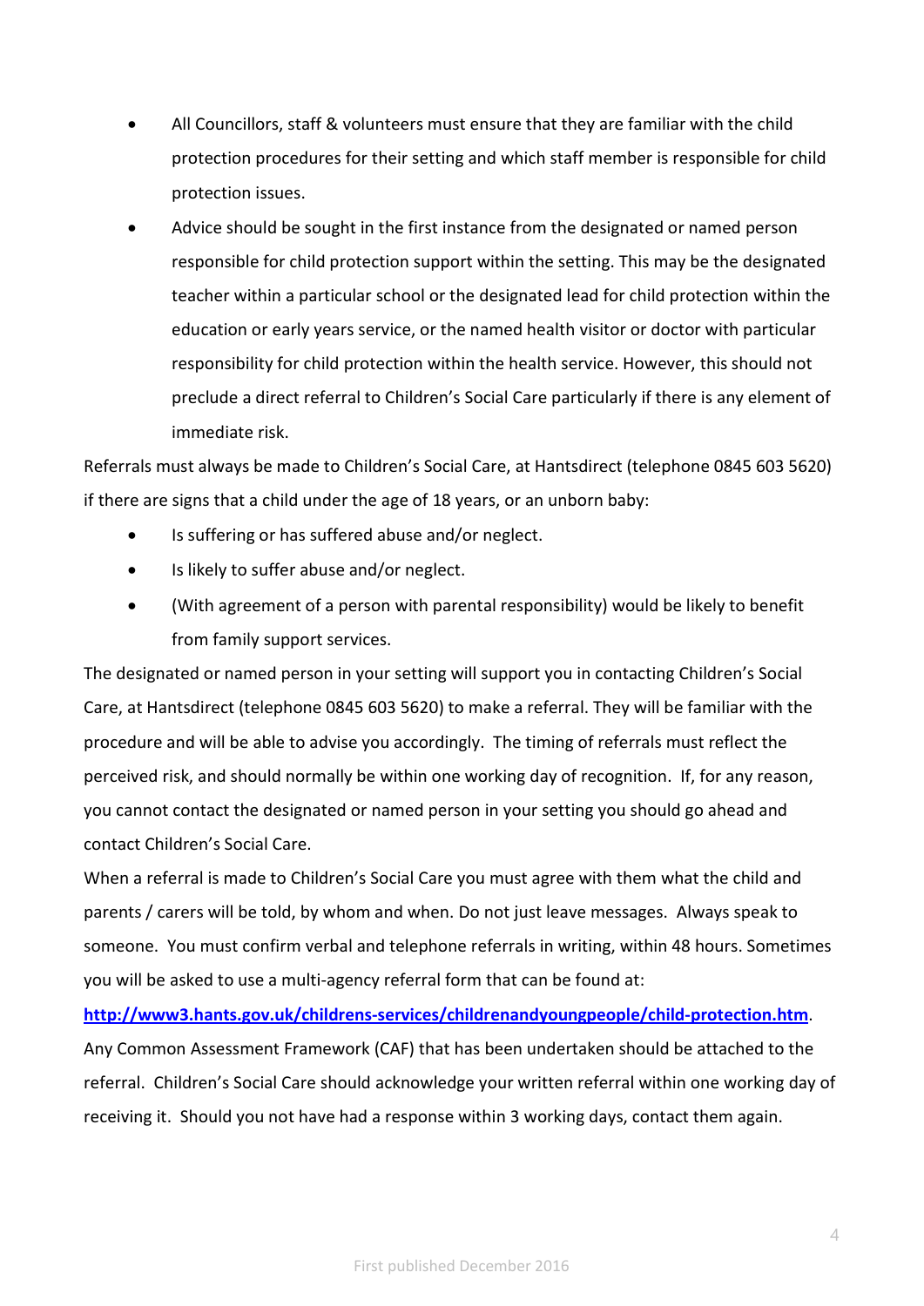- All Councillors, staff & volunteers must ensure that they are familiar with the child protection procedures for their setting and which staff member is responsible for child protection issues.
- Advice should be sought in the first instance from the designated or named person responsible for child protection support within the setting. This may be the designated teacher within a particular school or the designated lead for child protection within the education or early years service, or the named health visitor or doctor with particular responsibility for child protection within the health service. However, this should not preclude a direct referral to Children's Social Care particularly if there is any element of immediate risk.

Referrals must always be made to Children's Social Care, at Hantsdirect (telephone 0845 603 5620) if there are signs that a child under the age of 18 years, or an unborn baby:

- Is suffering or has suffered abuse and/or neglect.
- Is likely to suffer abuse and/or neglect.
- (With agreement of a person with parental responsibility) would be likely to benefit from family support services.

The designated or named person in your setting will support you in contacting Children's Social Care, at Hantsdirect (telephone 0845 603 5620) to make a referral. They will be familiar with the procedure and will be able to advise you accordingly. The timing of referrals must reflect the perceived risk, and should normally be within one working day of recognition. If, for any reason, you cannot contact the designated or named person in your setting you should go ahead and contact Children's Social Care.

When a referral is made to Children's Social Care you must agree with them what the child and parents / carers will be told, by whom and when. Do not just leave messages. Always speak to someone. You must confirm verbal and telephone referrals in writing, within 48 hours. Sometimes you will be asked to use a multi-agency referral form that can be found at:

**http://www3.hants.gov.uk/childrens-services/childrenandyoungpeople/child-protection.htm**.

Any Common Assessment Framework (CAF) that has been undertaken should be attached to the referral. Children's Social Care should acknowledge your written referral within one working day of receiving it. Should you not have had a response within 3 working days, contact them again.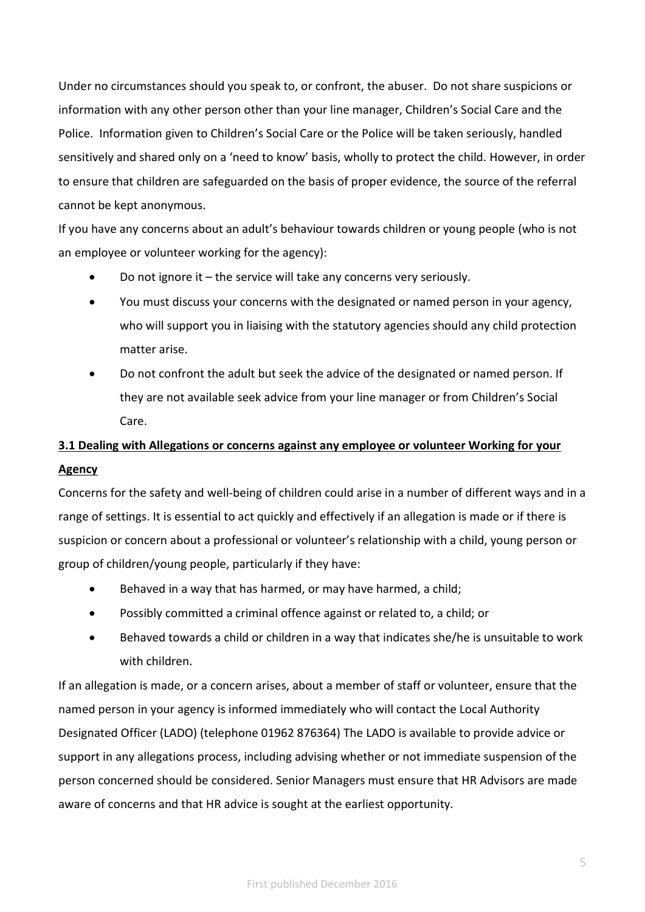Under no circumstances should you speak to, or confront, the abuser. Do not share suspicions or information with any other person other than your line manager, Children's Social Care and the Police. Information given to Children's Social Care or the Police will be taken seriously, handled sensitively and shared only on a 'need to know' basis, wholly to protect the child. However, in order to ensure that children are safeguarded on the basis of proper evidence, the source of the referral cannot be kept anonymous.

If you have any concerns about an adult's behaviour towards children or young people (who is not an employee or volunteer working for the agency):

- Do not ignore it – the service will take any concerns very seriously.
- You must discuss your concerns with the designated or named person in your agency, who will support you in liaising with the statutory agencies should any child protection matter arise.
- Do not confront the adult but seek the advice of the designated or named person. If they are not available seek advice from your line manager or from Children's Social Care.

## 3.1 Dealing with Allegations or concerns against any employee or volunteer Working for your Agency

Concerns for the safety and well-being of children could arise in a number of different ways and in a range of settings. It is essential to act quickly and effectively if an allegation is made or if there is suspicion or concern about a professional or volunteer's relationship with a child, young person or group of children/young people, particularly if they have:

- Behaved in a way that has harmed, or may have harmed, a child;
- Possibly committed a criminal offence against or related to, a child; or
- Behaved towards a child or children in a way that indicates she/he is unsuitable to work with children.

If an allegation is made, or a concern arises, about a member of staff or volunteer, ensure that the named person in your agency is informed immediately who will contact the Local Authority Designated Officer (LADO) (telephone 01962 876364) The LADO is available to provide advice or support in any allegations process, including advising whether or not immediate suspension of the person concerned should be considered. Senior Managers must ensure that HR Advisors are made aware of concerns and that HR advice is sought at the earliest opportunity.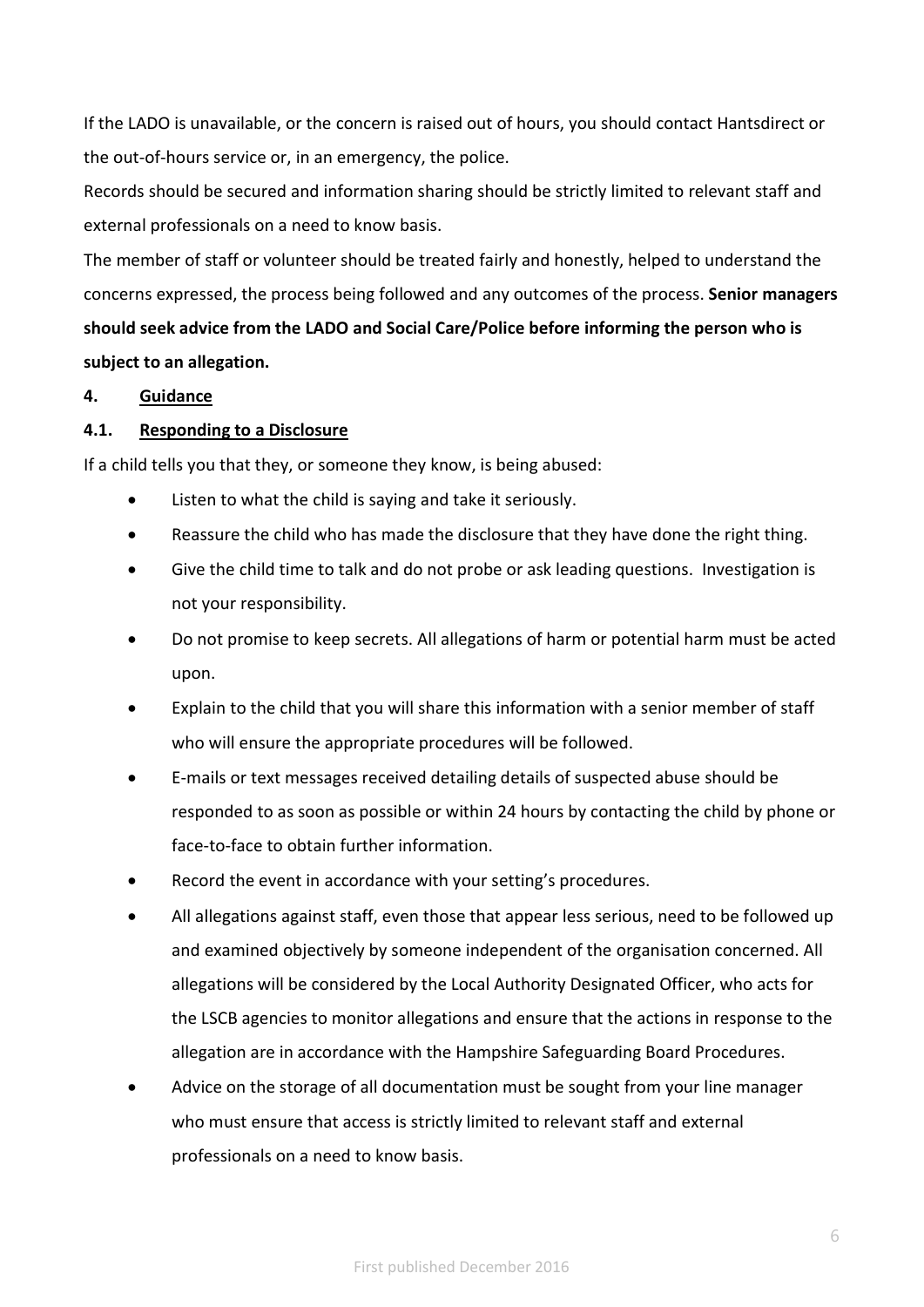If the LADO is unavailable, or the concern is raised out of hours, you should contact Hantsdirect or the out-of-hours service or, in an emergency, the police.

Records should be secured and information sharing should be strictly limited to relevant staff and external professionals on a need to know basis.

The member of staff or volunteer should be treated fairly and honestly, helped to understand the concerns expressed, the process being followed and any outcomes of the process. **Senior managers should seek advice from the LADO and Social Care/Police before informing the person who is subject to an allegation.**

## 4. Guidance

### 4.1. Responding to a Disclosure

If a child tells you that they, or someone they know, is being abused:

- Listen to what the child is saying and take it seriously.
- Reassure the child who has made the disclosure that they have done the right thing.
- Give the child time to talk and do not probe or ask leading questions. Investigation is not your responsibility.
- Do not promise to keep secrets. All allegations of harm or potential harm must be acted upon.
- Explain to the child that you will share this information with a senior member of staff who will ensure the appropriate procedures will be followed.
- E-mails or text messages received detailing details of suspected abuse should be responded to as soon as possible or within 24 hours by contacting the child by phone or face-to-face to obtain further information.
- Record the event in accordance with your setting's procedures.
- All allegations against staff, even those that appear less serious, need to be followed up and examined objectively by someone independent of the organisation concerned. All allegations will be considered by the Local Authority Designated Officer, who acts for the LSCB agencies to monitor allegations and ensure that the actions in response to the allegation are in accordance with the Hampshire Safeguarding Board Procedures.
- Advice on the storage of all documentation must be sought from your line manager who must ensure that access is strictly limited to relevant staff and external professionals on a need to know basis.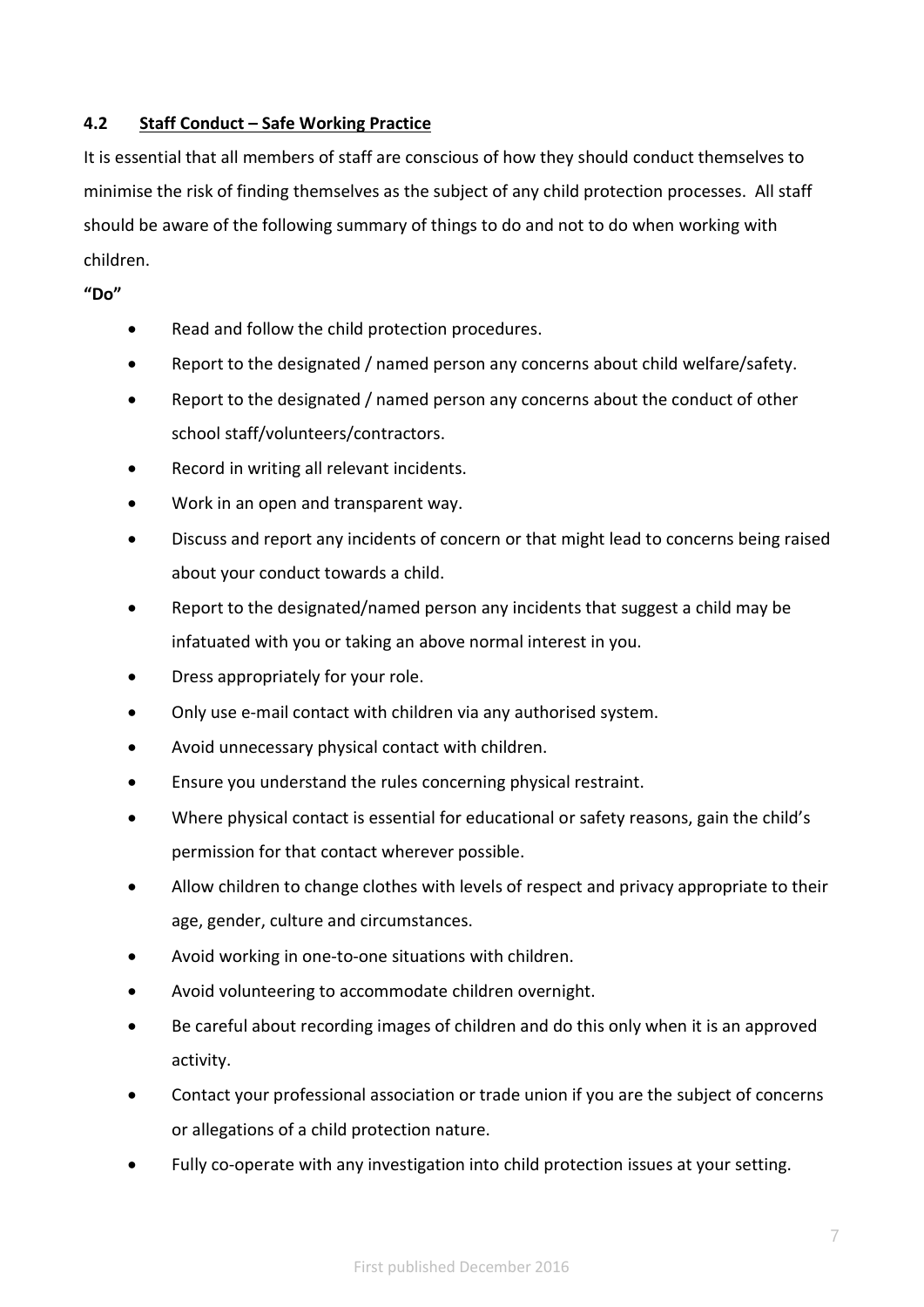### 4.2 Staff Conduct – Safe Working Practice

It is essential that all members of staff are conscious of how they should conduct themselves to minimise the risk of finding themselves as the subject of any child protection processes. All staff should be aware of the following summary of things to do and not to do when working with children.

**"Do"**

- Read and follow the child protection procedures.
- Report to the designated / named person any concerns about child welfare/safety.
- Report to the designated / named person any concerns about the conduct of other school staff/volunteers/contractors.
- Record in writing all relevant incidents.
- Work in an open and transparent way.
- Discuss and report any incidents of concern or that might lead to concerns being raised about your conduct towards a child.
- Report to the designated/named person any incidents that suggest a child may be infatuated with you or taking an above normal interest in you.
- Dress appropriately for your role.
- Only use e-mail contact with children via any authorised system.
- Avoid unnecessary physical contact with children.
- Ensure you understand the rules concerning physical restraint.
- Where physical contact is essential for educational or safety reasons, gain the child's permission for that contact wherever possible.
- Allow children to change clothes with levels of respect and privacy appropriate to their age, gender, culture and circumstances.
- Avoid working in one-to-one situations with children.
- Avoid volunteering to accommodate children overnight.
- Be careful about recording images of children and do this only when it is an approved activity.
- Contact your professional association or trade union if you are the subject of concerns or allegations of a child protection nature.
- Fully co-operate with any investigation into child protection issues at your setting.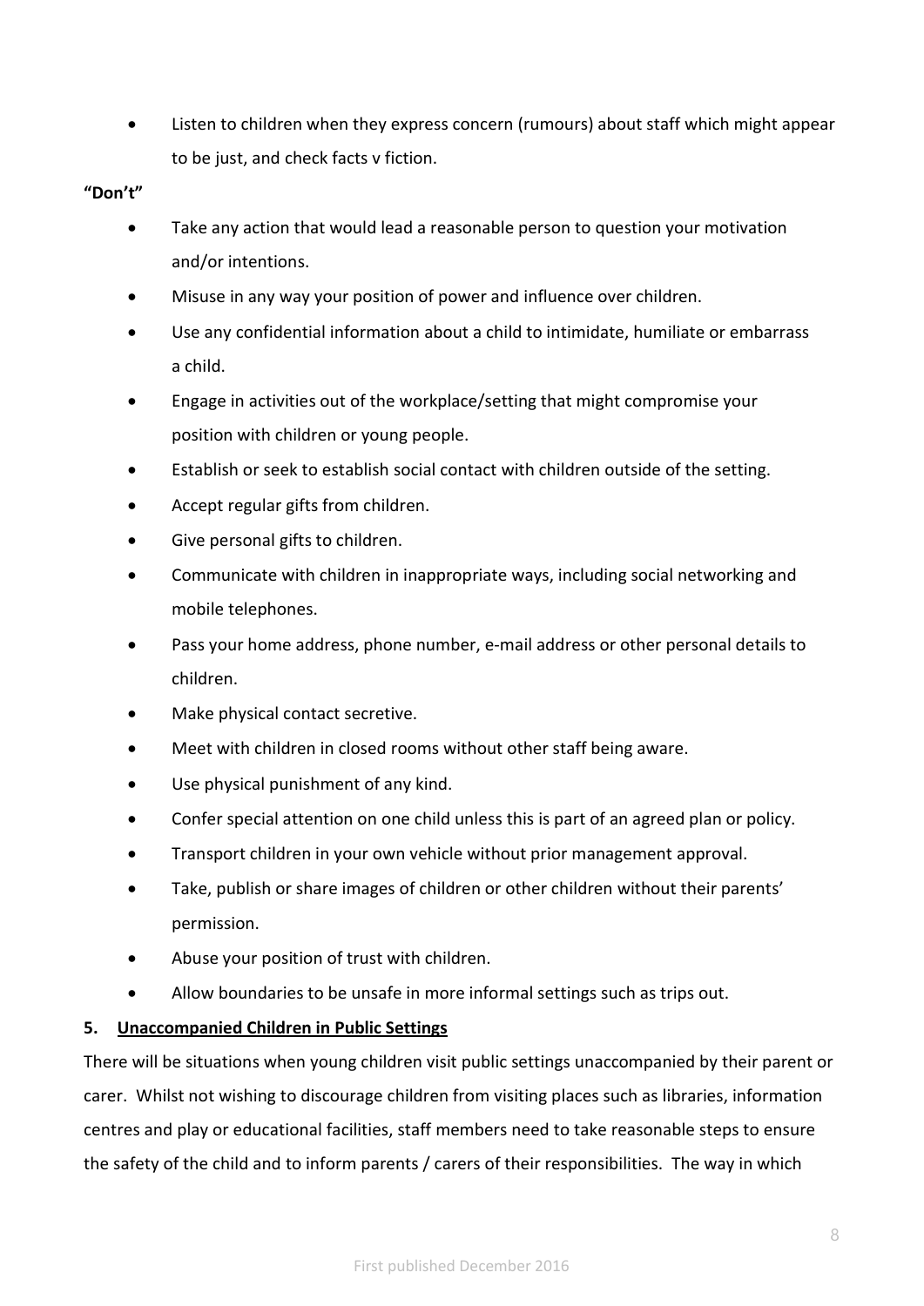- Listen to children when they express concern (rumours) about staff which might appear to be just, and check facts v fiction.

**"Don't"**

- Take any action that would lead a reasonable person to question your motivation and/or intentions.
- Misuse in any way your position of power and influence over children.
- Use any confidential information about a child to intimidate, humiliate or embarrass a child.
- Engage in activities out of the workplace/setting that might compromise your position with children or young people.
- Establish or seek to establish social contact with children outside of the setting.
- Accept regular gifts from children.
- Give personal gifts to children.
- Communicate with children in inappropriate ways, including social networking and mobile telephones.
- Pass your home address, phone number, e-mail address or other personal details to children.
- Make physical contact secretive.
- Meet with children in closed rooms without other staff being aware.
- Use physical punishment of any kind.
- Confer special attention on one child unless this is part of an agreed plan or policy.
- Transport children in your own vehicle without prior management approval.
- Take, publish or share images of children or other children without their parents' permission.
- Abuse your position of trust with children.
- Allow boundaries to be unsafe in more informal settings such as trips out.

## 5. Unaccompanied Children in Public Settings

There will be situations when young children visit public settings unaccompanied by their parent or carer. Whilst not wishing to discourage children from visiting places such as libraries, information centres and play or educational facilities, staff members need to take reasonable steps to ensure the safety of the child and to inform parents / carers of their responsibilities. The way in which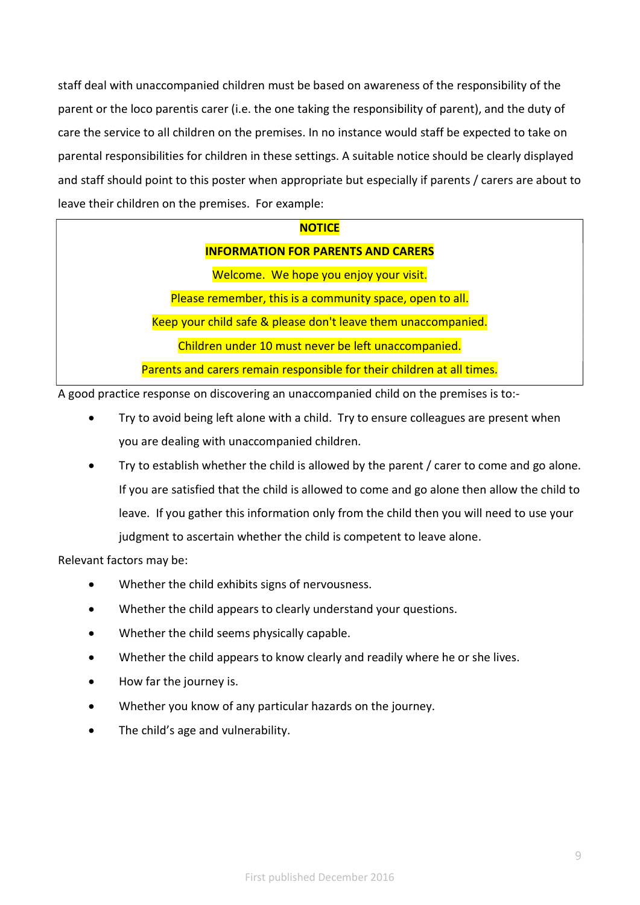staff deal with unaccompanied children must be based on awareness of the responsibility of the parent or the loco parentis carer (i.e. the one taking the responsibility of parent), and the duty of care the service to all children on the premises. In no instance would staff be expected to take on parental responsibilities for children in these settings. A suitable notice should be clearly displayed and staff should point to this poster when appropriate but especially if parents / carers are about to leave their children on the premises. For example:

> **NOTICE**
>
> **INFORMATION FOR PARENTS AND CARERS**
>
> Welcome. We hope you enjoy your visit.
>
> Please remember, this is a community space, open to all.
>
> Keep your child safe & please don't leave them unaccompanied.
>
> Children under 10 must never be left unaccompanied.
>
> Parents and carers remain responsible for their children at all times.

A good practice response on discovering an unaccompanied child on the premises is to:-

- Try to avoid being left alone with a child. Try to ensure colleagues are present when you are dealing with unaccompanied children.
- Try to establish whether the child is allowed by the parent / carer to come and go alone. If you are satisfied that the child is allowed to come and go alone then allow the child to leave. If you gather this information only from the child then you will need to use your judgment to ascertain whether the child is competent to leave alone.

Relevant factors may be:

- Whether the child exhibits signs of nervousness.
- Whether the child appears to clearly understand your questions.
- Whether the child seems physically capable.
- Whether the child appears to know clearly and readily where he or she lives.
- How far the journey is.
- Whether you know of any particular hazards on the journey.
- The child's age and vulnerability.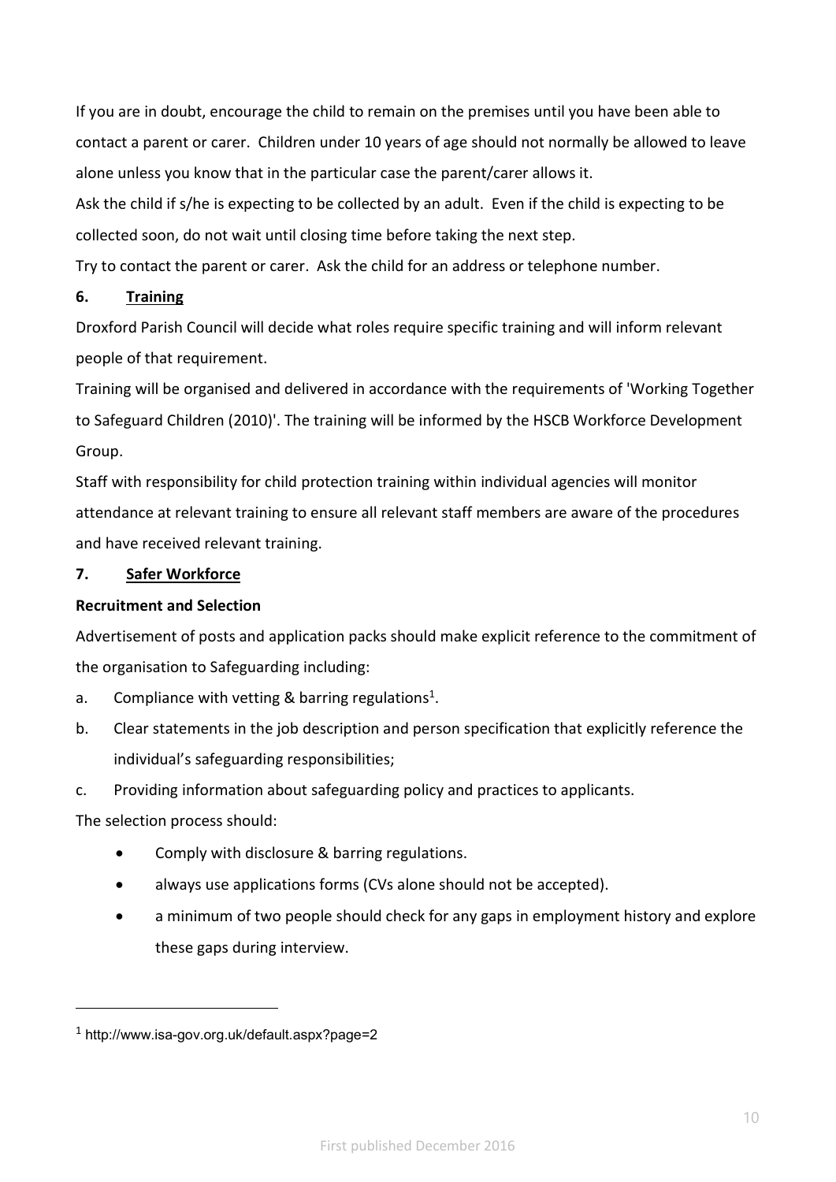If you are in doubt, encourage the child to remain on the premises until you have been able to contact a parent or carer. Children under 10 years of age should not normally be allowed to leave alone unless you know that in the particular case the parent/carer allows it.

Ask the child if s/he is expecting to be collected by an adult. Even if the child is expecting to be collected soon, do not wait until closing time before taking the next step.

Try to contact the parent or carer. Ask the child for an address or telephone number.

## 6. Training

Droxford Parish Council will decide what roles require specific training and will inform relevant people of that requirement.

Training will be organised and delivered in accordance with the requirements of 'Working Together to Safeguard Children (2010)'. The training will be informed by the HSCB Workforce Development Group.

Staff with responsibility for child protection training within individual agencies will monitor attendance at relevant training to ensure all relevant staff members are aware of the procedures and have received relevant training.

## 7. Safer Workforce

**Recruitment and Selection**

Advertisement of posts and application packs should make explicit reference to the commitment of the organisation to Safeguarding including:

a. Compliance with vetting & barring regulations[1].

b. Clear statements in the job description and person specification that explicitly reference the individual's safeguarding responsibilities;

c. Providing information about safeguarding policy and practices to applicants.

The selection process should:

- Comply with disclosure & barring regulations.
- always use applications forms (CVs alone should not be accepted).
- a minimum of two people should check for any gaps in employment history and explore these gaps during interview.

---

[1] http://www.isa-gov.org.uk/default.aspx?page=2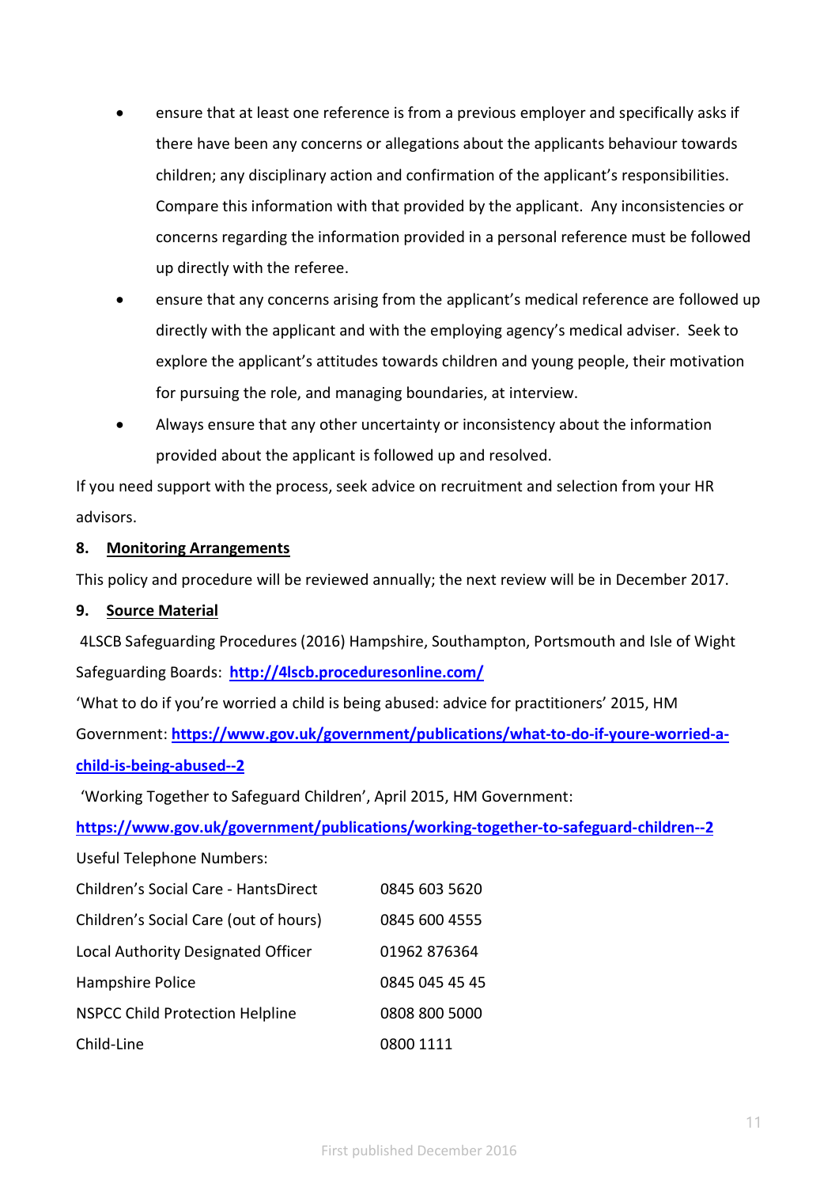- ensure that at least one reference is from a previous employer and specifically asks if there have been any concerns or allegations about the applicants behaviour towards children; any disciplinary action and confirmation of the applicant's responsibilities. Compare this information with that provided by the applicant. Any inconsistencies or concerns regarding the information provided in a personal reference must be followed up directly with the referee.
- ensure that any concerns arising from the applicant's medical reference are followed up directly with the applicant and with the employing agency's medical adviser. Seek to explore the applicant's attitudes towards children and young people, their motivation for pursuing the role, and managing boundaries, at interview.
- Always ensure that any other uncertainty or inconsistency about the information provided about the applicant is followed up and resolved.

If you need support with the process, seek advice on recruitment and selection from your HR advisors.

## 8. Monitoring Arrangements

This policy and procedure will be reviewed annually; the next review will be in December 2017.

## 9. Source Material

4LSCB Safeguarding Procedures (2016) Hampshire, Southampton, Portsmouth and Isle of Wight Safeguarding Boards: **http://4lscb.proceduresonline.com/**

'What to do if you're worried a child is being abused: advice for practitioners' 2015, HM Government: **https://www.gov.uk/government/publications/what-to-do-if-youre-worried-a-child-is-being-abused--2**

'Working Together to Safeguard Children', April 2015, HM Government: **https://www.gov.uk/government/publications/working-together-to-safeguard-children--2**

Useful Telephone Numbers:

| | |
|---|---|
| Children's Social Care - HantsDirect | 0845 603 5620 |
| Children's Social Care (out of hours) | 0845 600 4555 |
| Local Authority Designated Officer | 01962 876364 |
| Hampshire Police | 0845 045 45 45 |
| NSPCC Child Protection Helpline | 0808 800 5000 |
| Child-Line | 0800 1111 |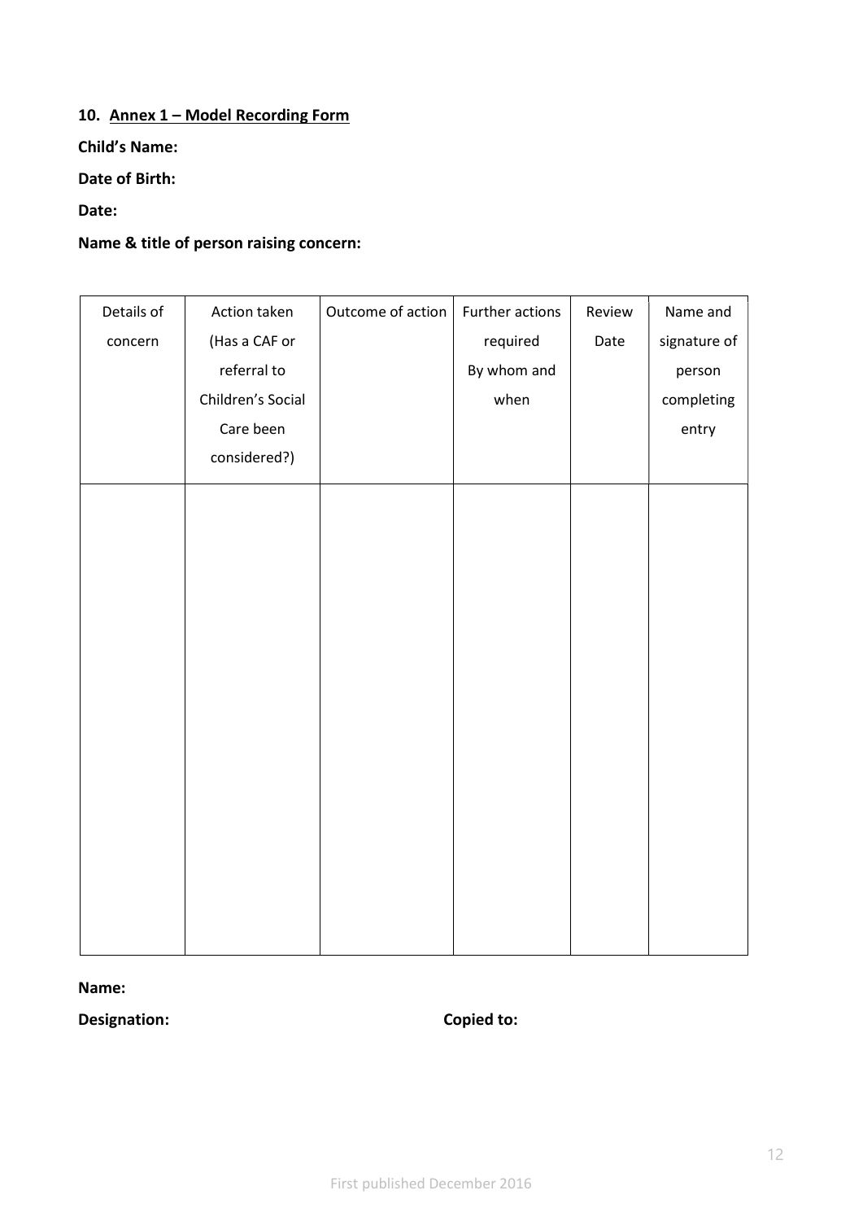## 10. Annex 1 – Model Recording Form

**Child's Name:**

**Date of Birth:**

**Date:**

**Name & title of person raising concern:**

| Details of concern | Action taken (Has a CAF or referral to Children's Social Care been considered?) | Outcome of action | Further actions required By whom and when | Review Date | Name and signature of person completing entry |
|---|---|---|---|---|---|
| | | | | | |

**Name:**

**Designation:** **Copied to:**

First published December 2016